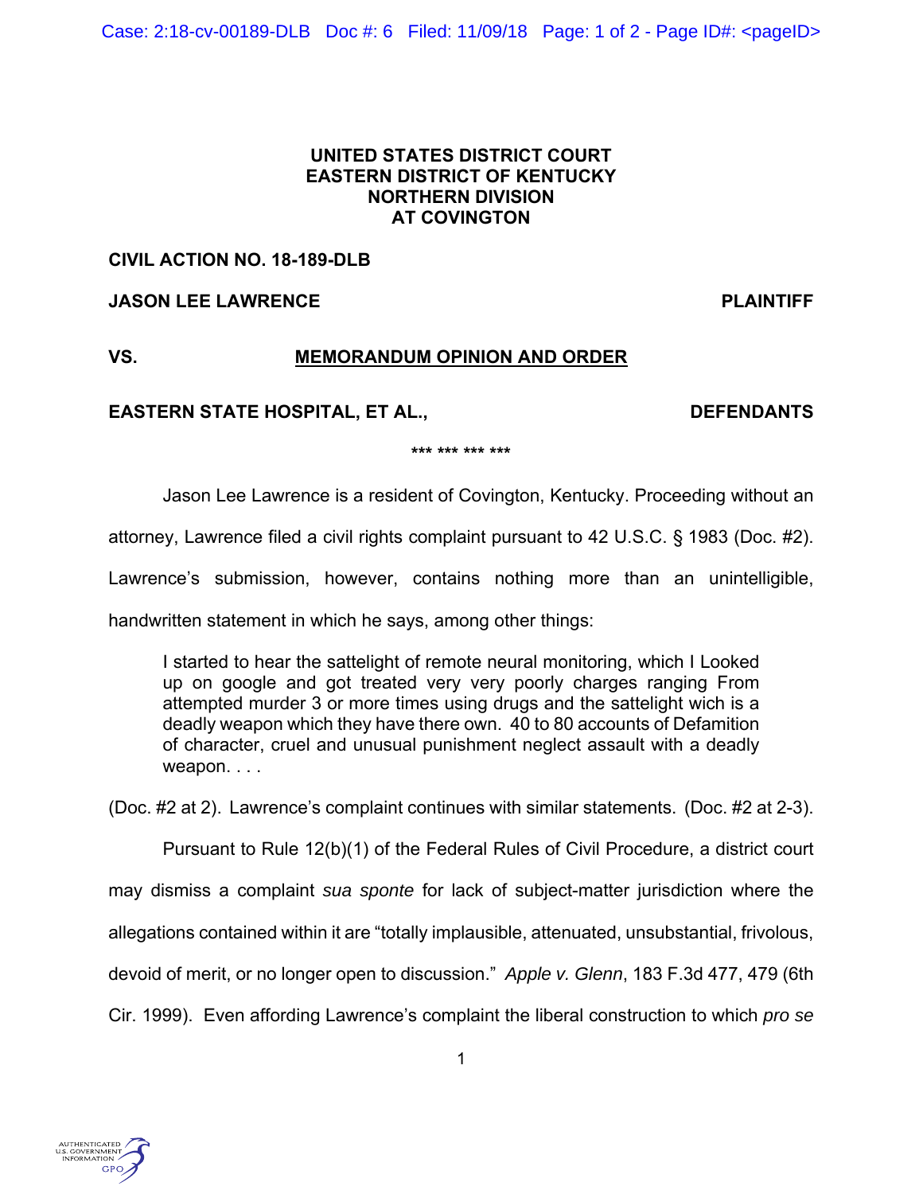**UNITED STATES DISTRICT COURT**
**EASTERN DISTRICT OF KENTUCKY**
**NORTHERN DIVISION**
**AT COVINGTON**

**CIVIL ACTION NO. 18-189-DLB**

**JASON LEE LAWRENCE** **PLAINTIFF**

**VS.** **MEMORANDUM OPINION AND ORDER**

**EASTERN STATE HOSPITAL, ET AL.,** **DEFENDANTS**

\*\*\* \*\*\* \*\*\* \*\*\*

Jason Lee Lawrence is a resident of Covington, Kentucky. Proceeding without an attorney, Lawrence filed a civil rights complaint pursuant to 42 U.S.C. § 1983 (Doc. #2). Lawrence's submission, however, contains nothing more than an unintelligible, handwritten statement in which he says, among other things:

> I started to hear the sattelight of remote neural monitoring, which I Looked up on google and got treated very very poorly charges ranging From attempted murder 3 or more times using drugs and the sattelight wich is a deadly weapon which they have there own. 40 to 80 accounts of Defamition of character, cruel and unusual punishment neglect assault with a deadly weapon. . . .

(Doc. #2 at 2). Lawrence's complaint continues with similar statements. (Doc. #2 at 2-3).

Pursuant to Rule 12(b)(1) of the Federal Rules of Civil Procedure, a district court may dismiss a complaint *sua sponte* for lack of subject-matter jurisdiction where the allegations contained within it are "totally implausible, attenuated, unsubstantial, frivolous, devoid of merit, or no longer open to discussion." *Apple v. Glenn*, 183 F.3d 477, 479 (6th Cir. 1999). Even affording Lawrence's complaint the liberal construction to which *pro se*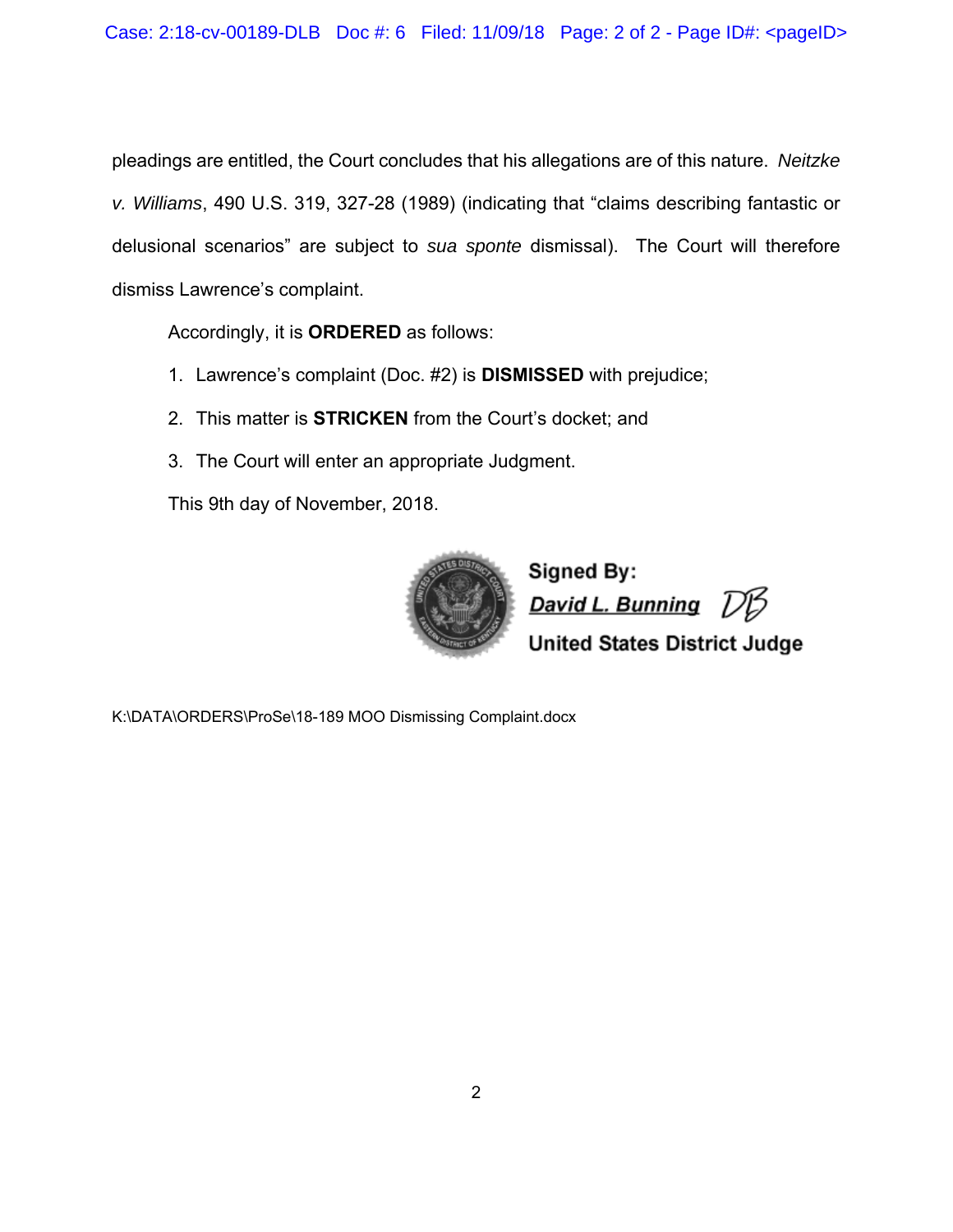pleadings are entitled, the Court concludes that his allegations are of this nature. *Neitzke v. Williams*, 490 U.S. 319, 327-28 (1989) (indicating that "claims describing fantastic or delusional scenarios" are subject to *sua sponte* dismissal). The Court will therefore dismiss Lawrence's complaint.

Accordingly, it is **ORDERED** as follows:

1. Lawrence's complaint (Doc. #2) is **DISMISSED** with prejudice;
2. This matter is **STRICKEN** from the Court's docket; and
3. The Court will enter an appropriate Judgment.

This 9th day of November, 2018.

**Signed By:**
***David L. Bunning*** DB
**United States District Judge**

K:\DATA\ORDERS\ProSe\18-189 MOO Dismissing Complaint.docx